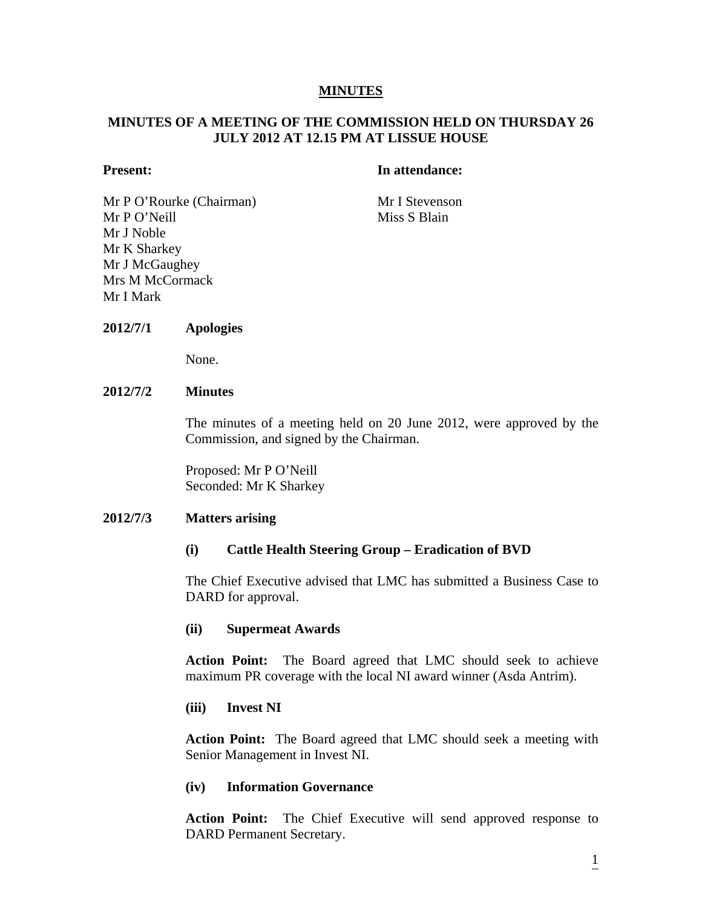# MINUTES

## MINUTES OF A MEETING OF THE COMMISSION HELD ON THURSDAY 26 JULY 2012 AT 12.15 PM AT LISSUE HOUSE

| **Present:** | **In attendance:** |
| --- | --- |
| Mr P O'Rourke (Chairman) | Mr I Stevenson |
| Mr P O'Neill | Miss S Blain |
| Mr J Noble | |
| Mr K Sharkey | |
| Mr J McGaughey | |
| Mrs M McCormack | |
| Mr I Mark | |

**2012/7/1 Apologies**

None.

**2012/7/2 Minutes**

The minutes of a meeting held on 20 June 2012, were approved by the Commission, and signed by the Chairman.

Proposed: Mr P O'Neill
Seconded: Mr K Sharkey

**2012/7/3 Matters arising**

**(i) Cattle Health Steering Group – Eradication of BVD**

The Chief Executive advised that LMC has submitted a Business Case to DARD for approval.

**(ii) Supermeat Awards**

**Action Point:** The Board agreed that LMC should seek to achieve maximum PR coverage with the local NI award winner (Asda Antrim).

**(iii) Invest NI**

**Action Point:** The Board agreed that LMC should seek a meeting with Senior Management in Invest NI.

**(iv) Information Governance**

**Action Point:** The Chief Executive will send approved response to DARD Permanent Secretary.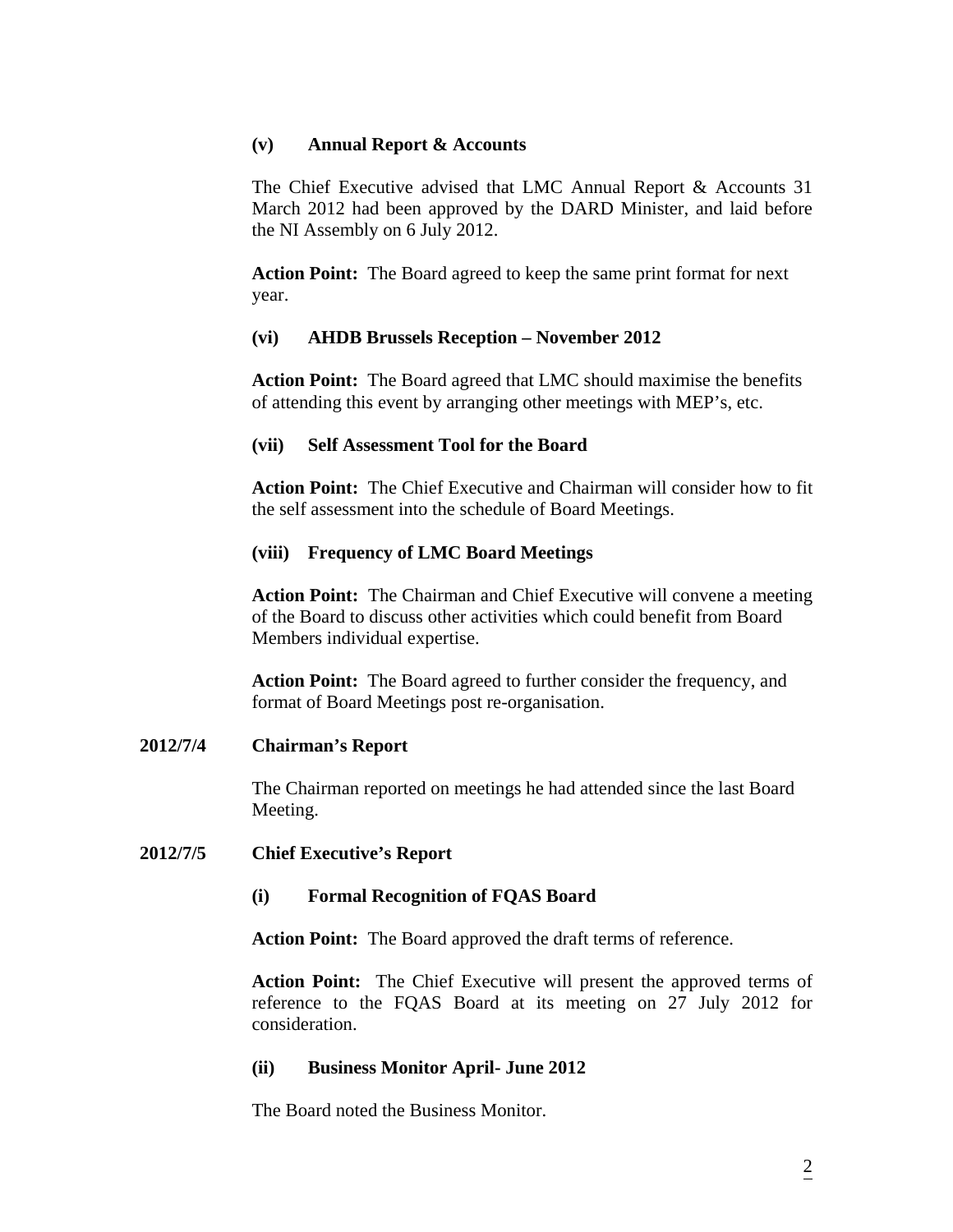#### (v) Annual Report & Accounts

The Chief Executive advised that LMC Annual Report & Accounts 31 March 2012 had been approved by the DARD Minister, and laid before the NI Assembly on 6 July 2012.

**Action Point:** The Board agreed to keep the same print format for next year.

#### (vi) AHDB Brussels Reception – November 2012

**Action Point:** The Board agreed that LMC should maximise the benefits of attending this event by arranging other meetings with MEP's, etc.

#### (vii) Self Assessment Tool for the Board

**Action Point:** The Chief Executive and Chairman will consider how to fit the self assessment into the schedule of Board Meetings.

#### (viii) Frequency of LMC Board Meetings

**Action Point:** The Chairman and Chief Executive will convene a meeting of the Board to discuss other activities which could benefit from Board Members individual expertise.

**Action Point:** The Board agreed to further consider the frequency, and format of Board Meetings post re-organisation.

### 2012/7/4 Chairman's Report

The Chairman reported on meetings he had attended since the last Board Meeting.

### 2012/7/5 Chief Executive's Report

#### (i) Formal Recognition of FQAS Board

**Action Point:** The Board approved the draft terms of reference.

**Action Point:** The Chief Executive will present the approved terms of reference to the FQAS Board at its meeting on 27 July 2012 for consideration.

#### (ii) Business Monitor April- June 2012

The Board noted the Business Monitor.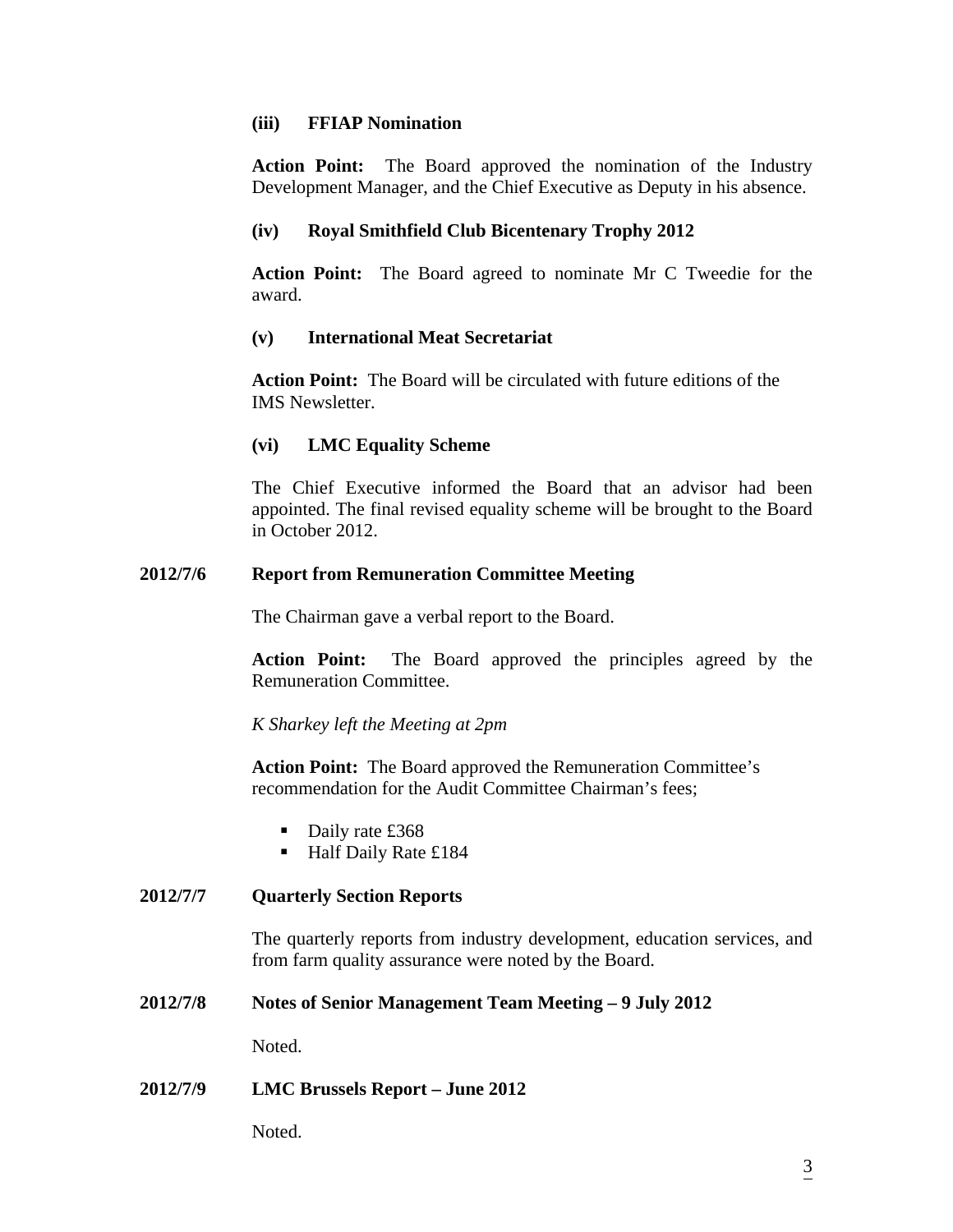### (iii) FFIAP Nomination

**Action Point:** The Board approved the nomination of the Industry Development Manager, and the Chief Executive as Deputy in his absence.

### (iv) Royal Smithfield Club Bicentenary Trophy 2012

**Action Point:** The Board agreed to nominate Mr C Tweedie for the award.

### (v) International Meat Secretariat

**Action Point:** The Board will be circulated with future editions of the IMS Newsletter.

### (vi) LMC Equality Scheme

The Chief Executive informed the Board that an advisor had been appointed. The final revised equality scheme will be brought to the Board in October 2012.

## 2012/7/6 Report from Remuneration Committee Meeting

The Chairman gave a verbal report to the Board.

**Action Point:** The Board approved the principles agreed by the Remuneration Committee.

*K Sharkey left the Meeting at 2pm*

**Action Point:** The Board approved the Remuneration Committee's recommendation for the Audit Committee Chairman's fees;

- Daily rate £368
- Half Daily Rate £184

## 2012/7/7 Quarterly Section Reports

The quarterly reports from industry development, education services, and from farm quality assurance were noted by the Board.

## 2012/7/8 Notes of Senior Management Team Meeting – 9 July 2012

Noted.

## 2012/7/9 LMC Brussels Report – June 2012

Noted.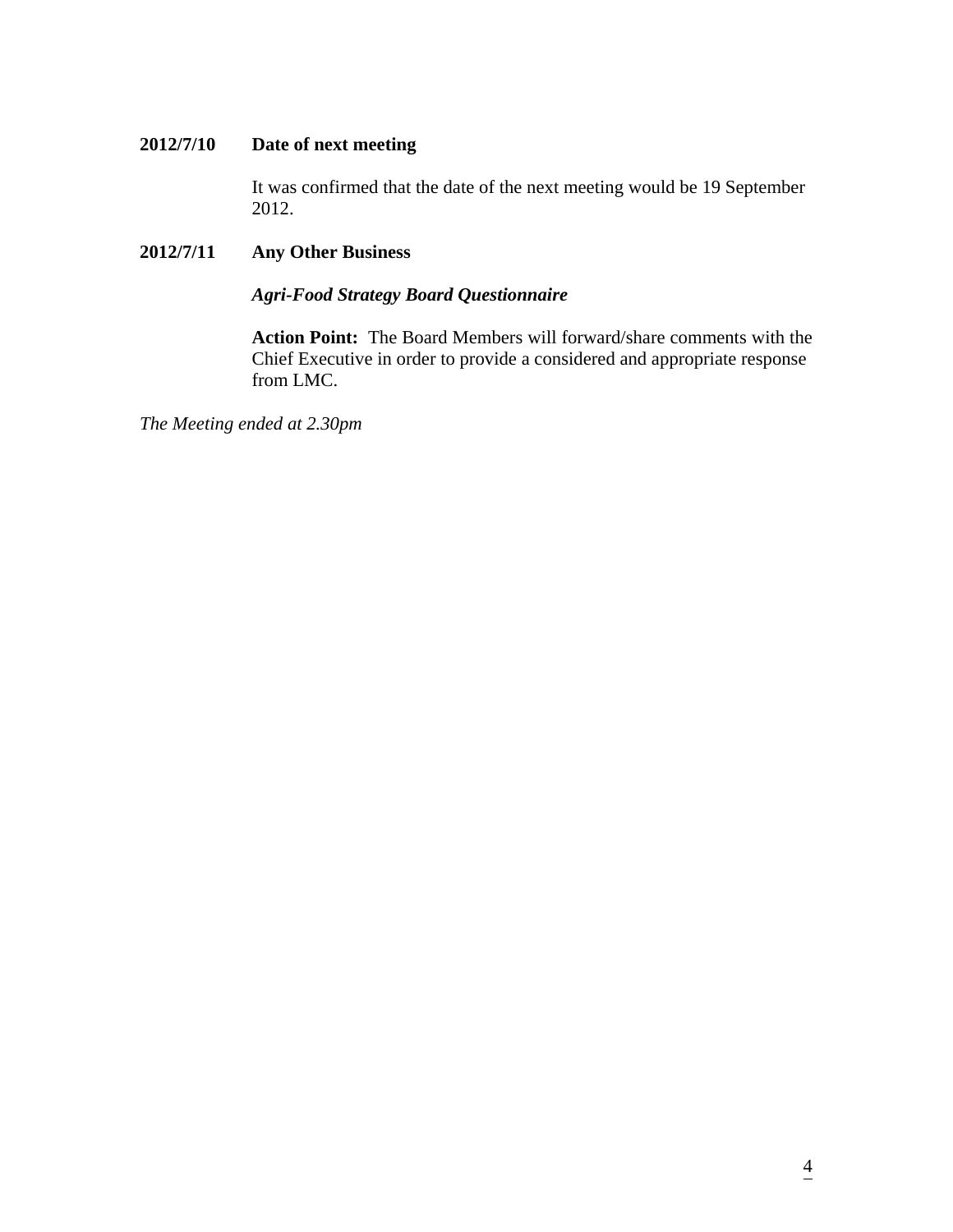**2012/7/10 Date of next meeting**

It was confirmed that the date of the next meeting would be 19 September 2012.

**2012/7/11 Any Other Business**

***Agri-Food Strategy Board Questionnaire***

**Action Point:** The Board Members will forward/share comments with the Chief Executive in order to provide a considered and appropriate response from LMC.

*The Meeting ended at 2.30pm*